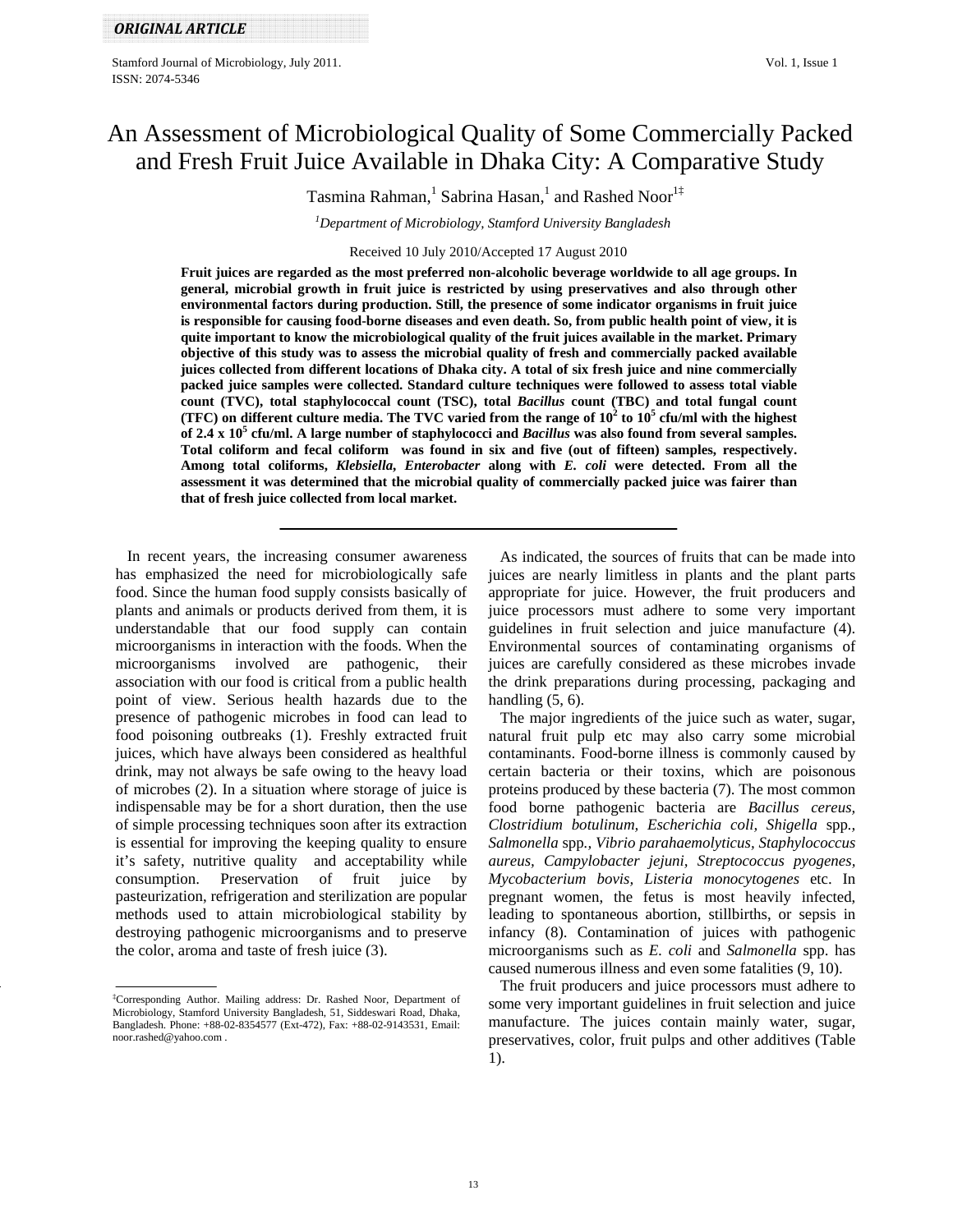*ORIGINAL ARTICLE*

# An Assessment of Microbiological Quality of Some Commercially Packed and Fresh Fruit Juice Available in Dhaka City: A Comparative Study

Tasmina Rahman,[1] Sabrina Hasan,[1] and Rashed Noor[1‡]

[1]*Department of Microbiology, Stamford University Bangladesh*

Received 10 July 2010/Accepted 17 August 2010

**Fruit juices are regarded as the most preferred non-alcoholic beverage worldwide to all age groups. In general, microbial growth in fruit juice is restricted by using preservatives and also through other environmental factors during production. Still, the presence of some indicator organisms in fruit juice is responsible for causing food-borne diseases and even death. So, from public health point of view, it is quite important to know the microbiological quality of the fruit juices available in the market. Primary objective of this study was to assess the microbial quality of fresh and commercially packed available juices collected from different locations of Dhaka city. A total of six fresh juice and nine commercially packed juice samples were collected. Standard culture techniques were followed to assess total viable count (TVC), total staphylococcal count (TSC), total *Bacillus* count (TBC) and total fungal count (TFC) on different culture media. The TVC varied from the range of $10^2$ to $10^5$ cfu/ml with the highest of $2.4 \times 10^5$ cfu/ml. A large number of staphylococci and *Bacillus* was also found from several samples. Total coliform and fecal coliform was found in six and five (out of fifteen) samples, respectively. Among total coliforms, *Klebsiella*, *Enterobacter* along with *E. coli* were detected. From all the assessment it was determined that the microbial quality of commercially packed juice was fairer than that of fresh juice collected from local market.**

---

In recent years, the increasing consumer awareness has emphasized the need for microbiologically safe food. Since the human food supply consists basically of plants and animals or products derived from them, it is understandable that our food supply can contain microorganisms in interaction with the foods. When the microorganisms involved are pathogenic, their association with our food is critical from a public health point of view. Serious health hazards due to the presence of pathogenic microbes in food can lead to food poisoning outbreaks (1). Freshly extracted fruit juices, which have always been considered as healthful drink, may not always be safe owing to the heavy load of microbes (2). In a situation where storage of juice is indispensable may be for a short duration, then the use of simple processing techniques soon after its extraction is essential for improving the keeping quality to ensure it's safety, nutritive quality and acceptability while consumption. Preservation of fruit juice by pasteurization, refrigeration and sterilization are popular methods used to attain microbiological stability by destroying pathogenic microorganisms and to preserve the color, aroma and taste of fresh juice (3).

As indicated, the sources of fruits that can be made into juices are nearly limitless in plants and the plant parts appropriate for juice. However, the fruit producers and juice processors must adhere to some very important guidelines in fruit selection and juice manufacture (4). Environmental sources of contaminating organisms of juices are carefully considered as these microbes invade the drink preparations during processing, packaging and handling (5, 6).

The major ingredients of the juice such as water, sugar, natural fruit pulp etc may also carry some microbial contaminants. Food-borne illness is commonly caused by certain bacteria or their toxins, which are poisonous proteins produced by these bacteria (7). The most common food borne pathogenic bacteria are *Bacillus cereus, Clostridium botulinum, Escherichia coli, Shigella* spp.*, Salmonella* spp.*, Vibrio parahaemolyticus, Staphylococcus aureus, Campylobacter jejuni, Streptococcus pyogenes, Mycobacterium bovis, Listeria monocytogenes* etc. In pregnant women, the fetus is most heavily infected, leading to spontaneous abortion, stillbirths, or sepsis in infancy (8). Contamination of juices with pathogenic microorganisms such as *E. coli* and *Salmonella* spp. has caused numerous illness and even some fatalities (9, 10).

The fruit producers and juice processors must adhere to some very important guidelines in fruit selection and juice manufacture. The juices contain mainly water, sugar, preservatives, color, fruit pulps and other additives (Table 1).

---

‡Corresponding Author. Mailing address: Dr. Rashed Noor, Department of Microbiology, Stamford University Bangladesh, 51, Siddeswari Road, Dhaka, Bangladesh. Phone: +88-02-8354577 (Ext-472), Fax: +88-02-9143531, Email: noor.rashed@yahoo.com .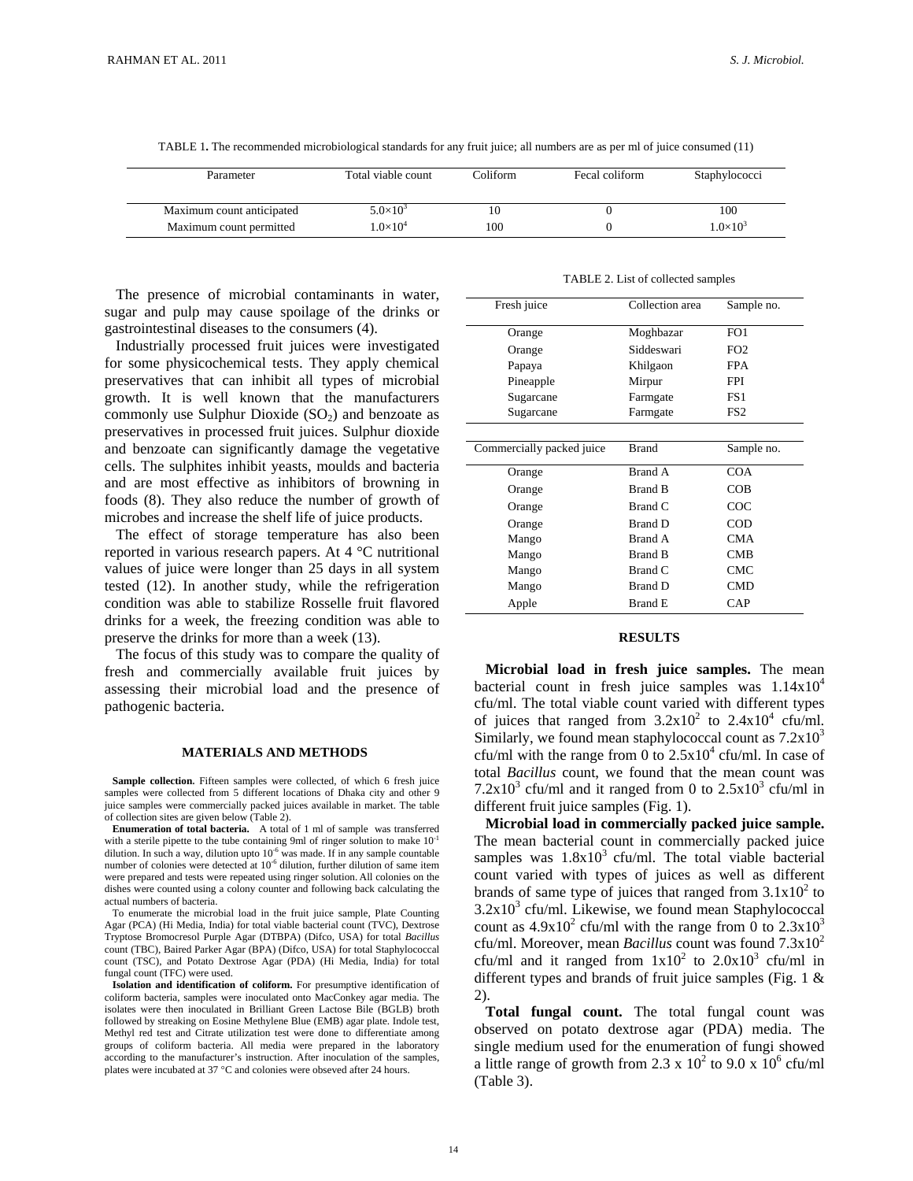TABLE 1. The recommended microbiological standards for any fruit juice; all numbers are as per ml of juice consumed (11)

| Parameter | Total viable count | Coliform | Fecal coliform | Staphylococci |
|---|---|---|---|---|
| Maximum count anticipated | $5.0\times10^3$ | 10 | 0 | 100 |
| Maximum count permitted | $1.0\times10^4$ | 100 | 0 | $1.0\times10^3$ |

The presence of microbial contaminants in water, sugar and pulp may cause spoilage of the drinks or gastrointestinal diseases to the consumers (4).

Industrially processed fruit juices were investigated for some physicochemical tests. They apply chemical preservatives that can inhibit all types of microbial growth. It is well known that the manufacturers commonly use Sulphur Dioxide ($SO_2$) and benzoate as preservatives in processed fruit juices. Sulphur dioxide and benzoate can significantly damage the vegetative cells. The sulphites inhibit yeasts, moulds and bacteria and are most effective as inhibitors of browning in foods (8). They also reduce the number of growth of microbes and increase the shelf life of juice products.

The effect of storage temperature has also been reported in various research papers. At 4 °C nutritional values of juice were longer than 25 days in all system tested (12). In another study, while the refrigeration condition was able to stabilize Rosselle fruit flavored drinks for a week, the freezing condition was able to preserve the drinks for more than a week (13).

The focus of this study was to compare the quality of fresh and commercially available fruit juices by assessing their microbial load and the presence of pathogenic bacteria.

## MATERIALS AND METHODS

**Sample collection.** Fifteen samples were collected, of which 6 fresh juice samples were collected from 5 different locations of Dhaka city and other 9 juice samples were commercially packed juices available in market. The table of collection sites are given below (Table 2).

**Enumeration of total bacteria.** A total of 1 ml of sample was transferred with a sterile pipette to the tube containing 9ml of ringer solution to make $10^{-1}$ dilution. In such a way, dilution upto $10^{-6}$ was made. If in any sample countable number of colonies were detected at $10^{-6}$ dilution, further dilution of same item were prepared and tests were repeated using ringer solution. All colonies on the dishes were counted using a colony counter and following back calculating the actual numbers of bacteria.

To enumerate the microbial load in the fruit juice sample, Plate Counting Agar (PCA) (Hi Media, India) for total viable bacterial count (TVC), Dextrose Tryptose Bromocresol Purple Agar (DTBPA) (Difco, USA) for total *Bacillus* count (TBC), Baired Parker Agar (BPA) (Difco, USA) for total Staphylococcal count (TSC), and Potato Dextrose Agar (PDA) (Hi Media, India) for total fungal count (TFC) were used.

**Isolation and identification of coliform.** For presumptive identification of coliform bacteria, samples were inoculated onto MacConkey agar media. The isolates were then inoculated in Brilliant Green Lactose Bile (BGLB) broth followed by streaking on Eosine Methylene Blue (EMB) agar plate. Indole test, Methyl red test and Citrate utilization test were done to differentiate among groups of coliform bacteria. All media were prepared in the laboratory according to the manufacturer's instruction. After inoculation of the samples, plates were incubated at 37 °C and colonies were obseved after 24 hours.

TABLE 2. List of collected samples

| Fresh juice | Collection area | Sample no. |
|---|---|---|
| Orange | Moghbazar | FO1 |
| Orange | Siddeswari | FO2 |
| Papaya | Khilgaon | FPA |
| Pineapple | Mirpur | FPI |
| Sugarcane | Farmgate | FS1 |
| Sugarcane | Farmgate | FS2 |
| **Commercially packed juice** | **Brand** | **Sample no.** |
| Orange | Brand A | COA |
| Orange | Brand B | COB |
| Orange | Brand C | COC |
| Orange | Brand D | COD |
| Mango | Brand A | CMA |
| Mango | Brand B | CMB |
| Mango | Brand C | CMC |
| Mango | Brand D | CMD |
| Apple | Brand E | CAP |

## RESULTS

**Microbial load in fresh juice samples.** The mean bacterial count in fresh juice samples was $1.14\times10^4$ cfu/ml. The total viable count varied with different types of juices that ranged from $3.2\times10^2$ to $2.4\times10^4$ cfu/ml. Similarly, we found mean staphylococcal count as $7.2\times10^3$ cfu/ml with the range from 0 to $2.5\times10^4$ cfu/ml. In case of total *Bacillus* count, we found that the mean count was $7.2\times10^3$ cfu/ml and it ranged from 0 to $2.5\times10^3$ cfu/ml in different fruit juice samples (Fig. 1).

**Microbial load in commercially packed juice sample.** The mean bacterial count in commercially packed juice samples was $1.8\times10^3$ cfu/ml. The total viable bacterial count varied with types of juices as well as different brands of same type of juices that ranged from $3.1\times10^2$ to $3.2\times10^3$ cfu/ml. Likewise, we found mean Staphylococcal count as $4.9\times10^2$ cfu/ml with the range from 0 to $2.3\times10^3$ cfu/ml. Moreover, mean *Bacillus* count was found $7.3\times10^2$ cfu/ml and it ranged from $1\times10^2$ to $2.0\times10^3$ cfu/ml in different types and brands of fruit juice samples (Fig. 1 & 2).

**Total fungal count.** The total fungal count was observed on potato dextrose agar (PDA) media. The single medium used for the enumeration of fungi showed a little range of growth from $2.3 \times 10^2$ to $9.0 \times 10^6$ cfu/ml (Table 3).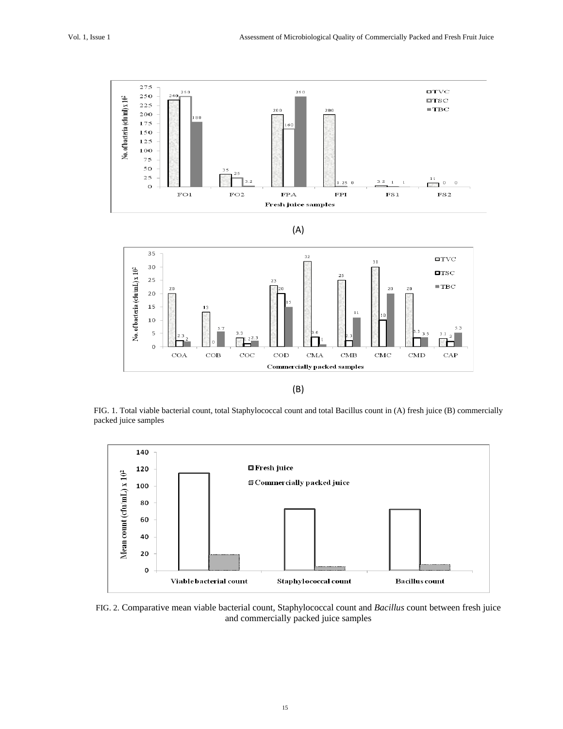(A)

(B)

FIG. 1. Total viable bacterial count, total Staphylococcal count and total Bacillus count in (A) fresh juice (B) commercially packed juice samples

FIG. 2. Comparative mean viable bacterial count, Staphylococcal count and *Bacillus* count between fresh juice and commercially packed juice samples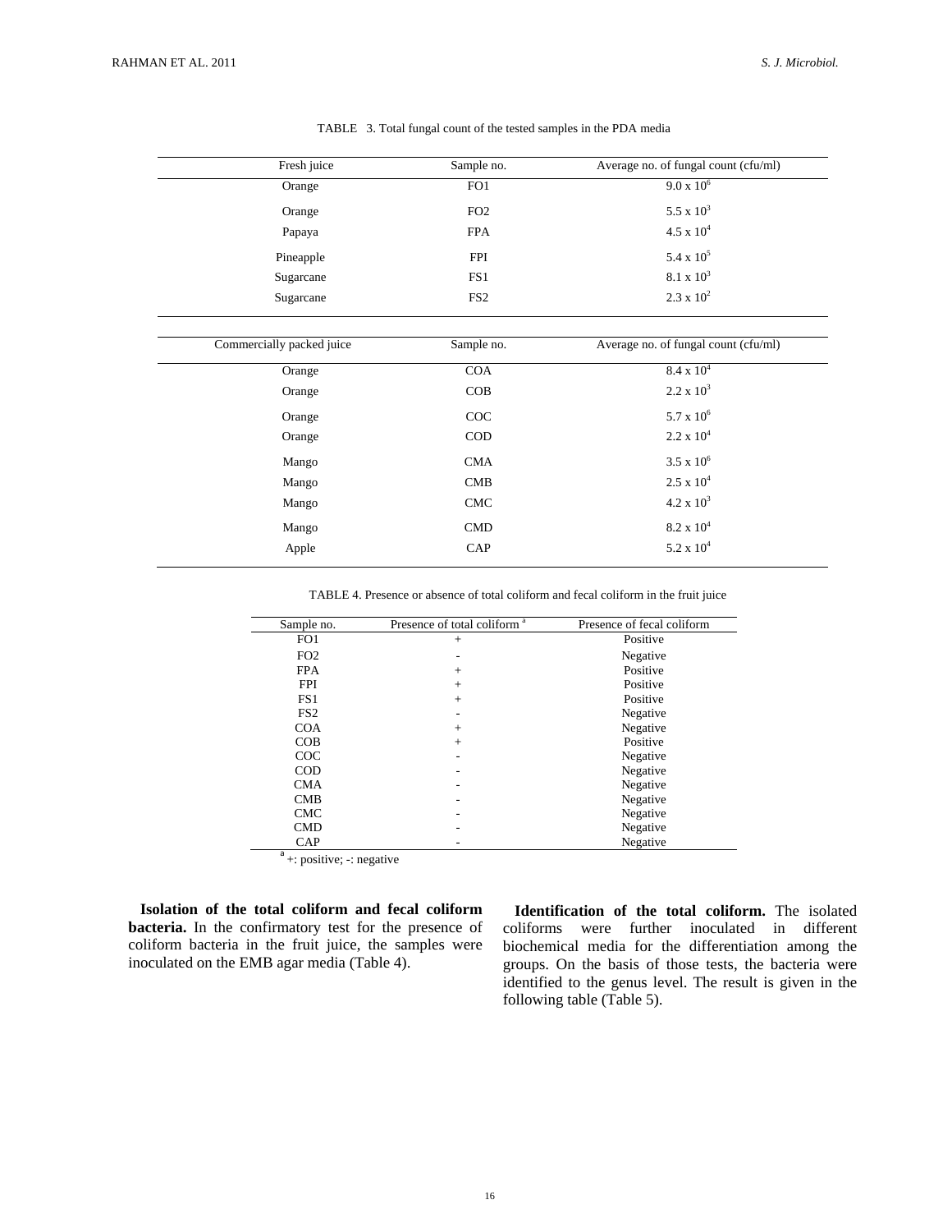TABLE 3. Total fungal count of the tested samples in the PDA media

| Fresh juice | Sample no. | Average no. of fungal count (cfu/ml) |
|---|---|---|
| Orange | FO1 | $9.0 \times 10^6$ |
| Orange | FO2 | $5.5 \times 10^3$ |
| Papaya | FPA | $4.5 \times 10^4$ |
| Pineapple | FPI | $5.4 \times 10^5$ |
| Sugarcane | FS1 | $8.1 \times 10^3$ |
| Sugarcane | FS2 | $2.3 \times 10^2$ |

| Commercially packed juice | Sample no. | Average no. of fungal count (cfu/ml) |
|---|---|---|
| Orange | COA | $8.4 \times 10^4$ |
| Orange | COB | $2.2 \times 10^3$ |
| Orange | COC | $5.7 \times 10^6$ |
| Orange | COD | $2.2 \times 10^4$ |
| Mango | CMA | $3.5 \times 10^6$ |
| Mango | CMB | $2.5 \times 10^4$ |
| Mango | CMC | $4.2 \times 10^3$ |
| Mango | CMD | $8.2 \times 10^4$ |
| Apple | CAP | $5.2 \times 10^4$ |

TABLE 4. Presence or absence of total coliform and fecal coliform in the fruit juice

| Sample no. | Presence of total coliform [a] | Presence of fecal coliform |
|---|---|---|
| FO1 | + | Positive |
| FO2 | - | Negative |
| FPA | + | Positive |
| FPI | + | Positive |
| FS1 | + | Positive |
| FS2 | - | Negative |
| COA | + | Negative |
| COB | + | Positive |
| COC | - | Negative |
| COD | - | Negative |
| CMA | - | Negative |
| CMB | - | Negative |
| CMC | - | Negative |
| CMD | - | Negative |
| CAP | - | Negative |

[a] +: positive; -: negative

**Isolation of the total coliform and fecal coliform bacteria.** In the confirmatory test for the presence of coliform bacteria in the fruit juice, the samples were inoculated on the EMB agar media (Table 4).

**Identification of the total coliform.** The isolated coliforms were further inoculated in different biochemical media for the differentiation among the groups. On the basis of those tests, the bacteria were identified to the genus level. The result is given in the following table (Table 5).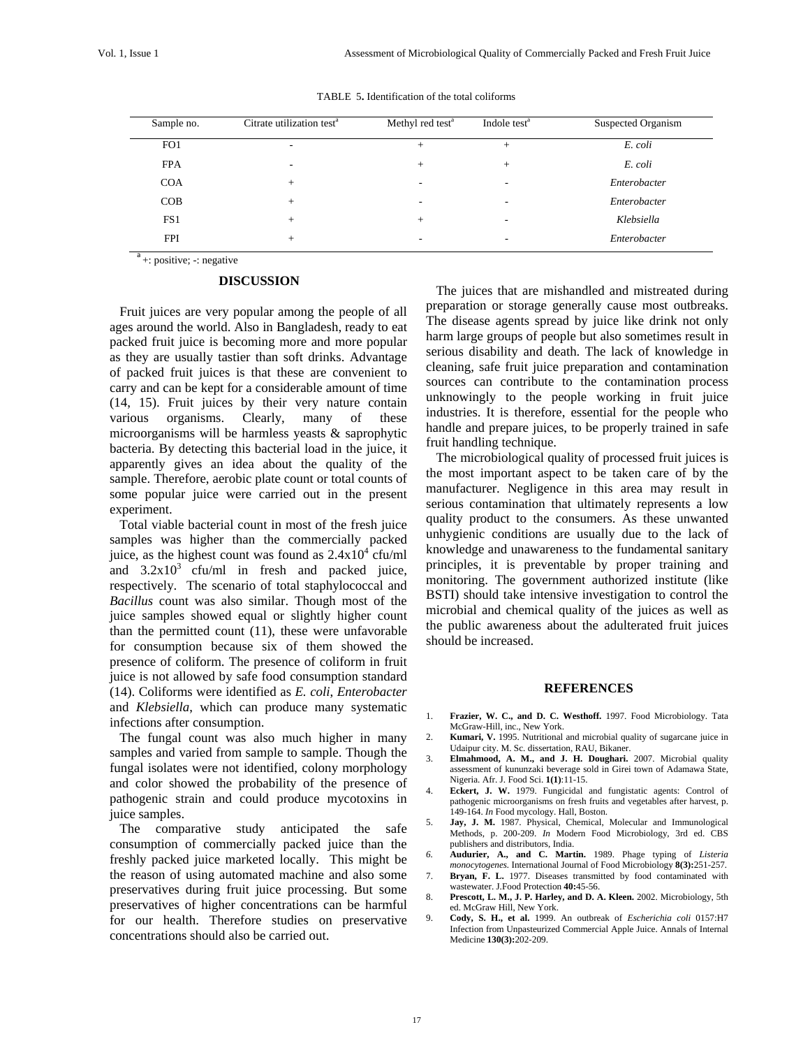TABLE 5. Identification of the total coliforms

| Sample no. | Citrate utilization test[a] | Methyl red test[a] | Indole test[a] | Suspected Organism |
|---|---|---|---|---|
| FO1 | - | + | + | *E. coli* |
| FPA | - | + | + | *E. coli* |
| COA | + | - | - | *Enterobacter* |
| COB | + | - | - | *Enterobacter* |
| FS1 | + | + | - | *Klebsiella* |
| FPI | + | - | - | *Enterobacter* |

[a] +: positive; -: negative

## DISCUSSION

Fruit juices are very popular among the people of all ages around the world. Also in Bangladesh, ready to eat packed fruit juice is becoming more and more popular as they are usually tastier than soft drinks. Advantage of packed fruit juices is that these are convenient to carry and can be kept for a considerable amount of time (14, 15). Fruit juices by their very nature contain various organisms. Clearly, many of these microorganisms will be harmless yeasts & saprophytic bacteria. By detecting this bacterial load in the juice, it apparently gives an idea about the quality of the sample. Therefore, aerobic plate count or total counts of some popular juice were carried out in the present experiment.

Total viable bacterial count in most of the fresh juice samples was higher than the commercially packed juice, as the highest count was found as $2.4 \times 10^4$ cfu/ml and $3.2 \times 10^3$ cfu/ml in fresh and packed juice, respectively. The scenario of total staphylococcal and *Bacillus* count was also similar. Though most of the juice samples showed equal or slightly higher count than the permitted count (11), these were unfavorable for consumption because six of them showed the presence of coliform. The presence of coliform in fruit juice is not allowed by safe food consumption standard (14). Coliforms were identified as *E. coli*, *Enterobacter* and *Klebsiella*, which can produce many systematic infections after consumption.

The fungal count was also much higher in many samples and varied from sample to sample. Though the fungal isolates were not identified, colony morphology and color showed the probability of the presence of pathogenic strain and could produce mycotoxins in juice samples.

The comparative study anticipated the safe consumption of commercially packed juice than the freshly packed juice marketed locally. This might be the reason of using automated machine and also some preservatives during fruit juice processing. But some preservatives of higher concentrations can be harmful for our health. Therefore studies on preservative concentrations should also be carried out.

The juices that are mishandled and mistreated during preparation or storage generally cause most outbreaks. The disease agents spread by juice like drink not only harm large groups of people but also sometimes result in serious disability and death. The lack of knowledge in cleaning, safe fruit juice preparation and contamination sources can contribute to the contamination process unknowingly to the people working in fruit juice industries. It is therefore, essential for the people who handle and prepare juices, to be properly trained in safe fruit handling technique.

The microbiological quality of processed fruit juices is the most important aspect to be taken care of by the manufacturer. Negligence in this area may result in serious contamination that ultimately represents a low quality product to the consumers. As these unwanted unhygienic conditions are usually due to the lack of knowledge and unawareness to the fundamental sanitary principles, it is preventable by proper training and monitoring. The government authorized institute (like BSTI) should take intensive investigation to control the microbial and chemical quality of the juices as well as the public awareness about the adulterated fruit juices should be increased.

## REFERENCES

1. **Frazier, W. C., and D. C. Westhoff.** 1997. Food Microbiology. Tata McGraw-Hill, inc., New York.
2. **Kumari, V.** 1995. Nutritional and microbial quality of sugarcane juice in Udaipur city. M. Sc. dissertation, RAU, Bikaner.
3. **Elmahmood, A. M., and J. H. Doughari.** 2007. Microbial quality assessment of kununzaki beverage sold in Girei town of Adamawa State, Nigeria. Afr. J. Food Sci. **1(1)**:11-15.
4. **Eckert, J. W.** 1979. Fungicidal and fungistatic agents: Control of pathogenic microorganisms on fresh fruits and vegetables after harvest, p. 149-164. *In* Food mycology. Hall, Boston.
5. **Jay, J. M.** 1987. Physical, Chemical, Molecular and Immunological Methods, p. 200-209. *In* Modern Food Microbiology, 3rd ed. CBS publishers and distributors, India.
6. **Audurier, A., and C. Martin.** 1989. Phage typing of *Listeria monocytogenes.* International Journal of Food Microbiology **8(3):**251-257.
7. **Bryan, F. L.** 1977. Diseases transmitted by food contaminated with wastewater. J.Food Protection **40:**45-56.
8. **Prescott, L. M., J. P. Harley, and D. A. Kleen.** 2002. Microbiology, 5th ed. McGraw Hill, New York.
9. **Cody, S. H., et al.** 1999. An outbreak of *Escherichia coli* 0157:H7 Infection from Unpasteurized Commercial Apple Juice. Annals of Internal Medicine **130(3):**202-209.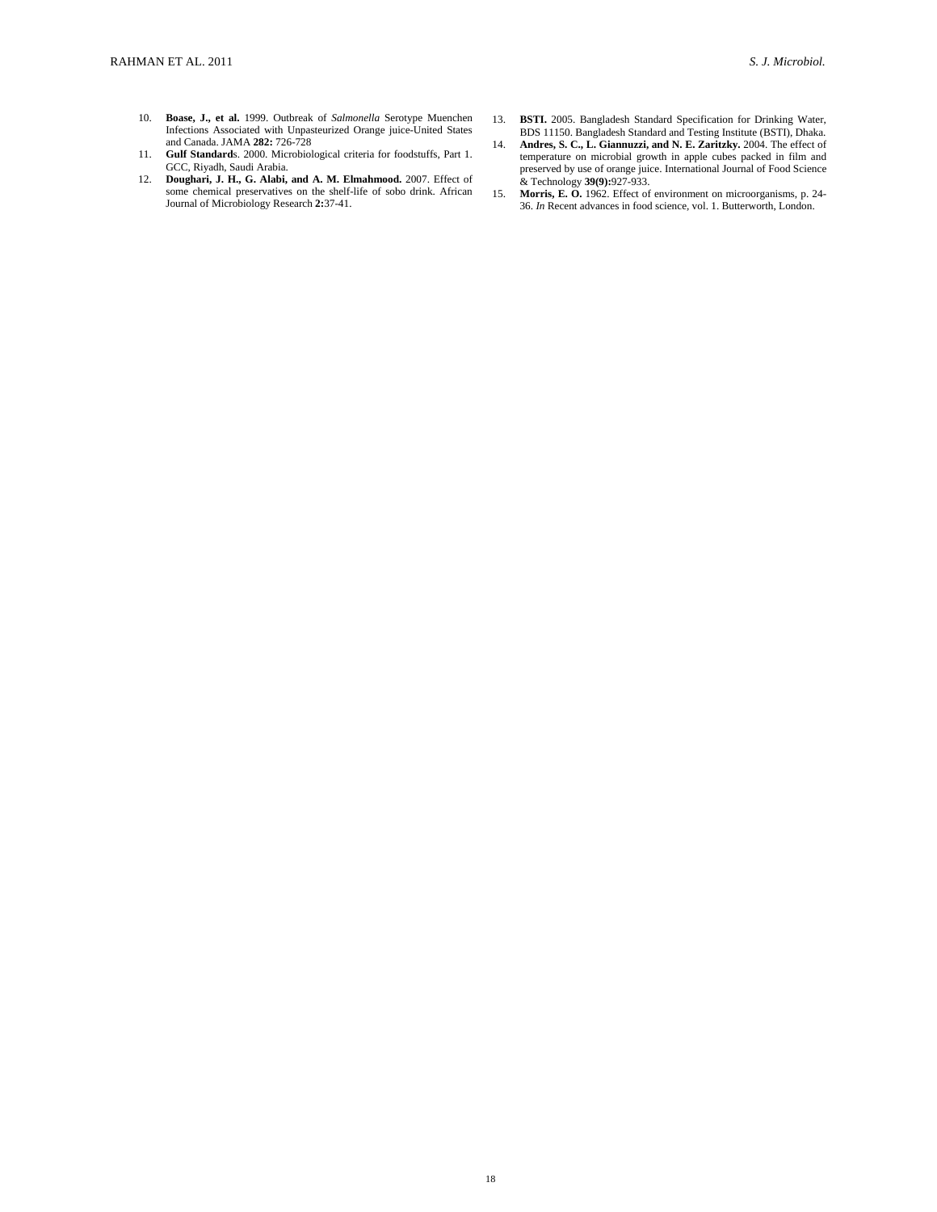10. **Boase, J., et al.** 1999. Outbreak of *Salmonella* Serotype Muenchen Infections Associated with Unpasteurized Orange juice-United States and Canada. JAMA **282:** 726-728
11. **Gulf Standard**s. 2000. Microbiological criteria for foodstuffs, Part 1. GCC, Riyadh, Saudi Arabia.
12. **Doughari, J. H., G. Alabi, and A. M. Elmahmood.** 2007. Effect of some chemical preservatives on the shelf-life of sobo drink. African Journal of Microbiology Research **2:**37-41.
13. **BSTI.** 2005. Bangladesh Standard Specification for Drinking Water, BDS 11150. Bangladesh Standard and Testing Institute (BSTI), Dhaka.
14. **Andres, S. C., L. Giannuzzi, and N. E. Zaritzky.** 2004. The effect of temperature on microbial growth in apple cubes packed in film and preserved by use of orange juice. International Journal of Food Science & Technology **39(9):**927-933.
15. **Morris, E. O.** 1962. Effect of environment on microorganisms, p. 24-36. *In* Recent advances in food science, vol. 1. Butterworth, London.